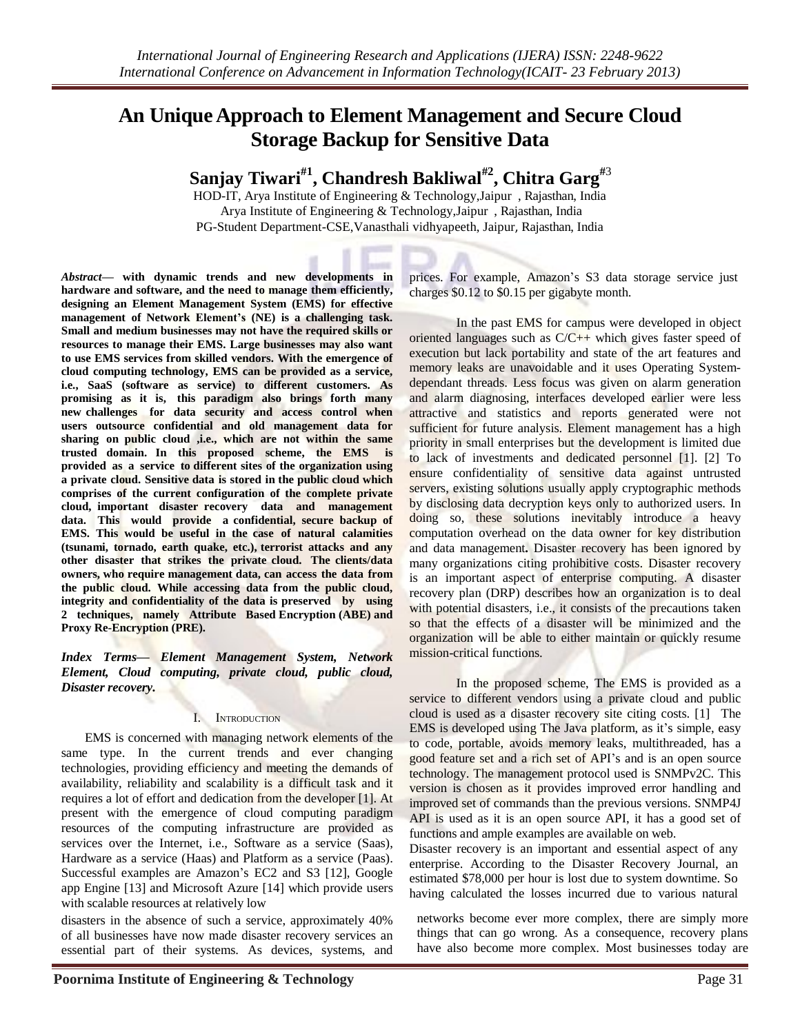# An Unique Approach to Element Management and Secure Cloud Storage Backup for Sensitive Data

**Sanjay Tiwari[#1], Chandresh Bakliwal[#2], Chitra Garg[#3]**

HOD-IT, Arya Institute of Engineering & Technology,Jaipur , Rajasthan, India
Arya Institute of Engineering & Technology,Jaipur , Rajasthan, India
PG-Student Department-CSE,Vanasthali vidhyapeeth, Jaipur, Rajasthan, India

***Abstract*— with dynamic trends and new developments in hardware and software, and the need to manage them efficiently, designing an Element Management System (EMS) for effective management of Network Element's (NE) is a challenging task. Small and medium businesses may not have the required skills or resources to manage their EMS. Large businesses may also want to use EMS services from skilled vendors. With the emergence of cloud computing technology, EMS can be provided as a service, i.e., SaaS (software as service) to different customers. As promising as it is, this paradigm also brings forth many new challenges for data security and access control when users outsource confidential and old management data for sharing on public cloud ,i.e., which are not within the same trusted domain. In this proposed scheme, the EMS is provided as a service to different sites of the organization using a private cloud. Sensitive data is stored in the public cloud which comprises of the current configuration of the complete private cloud, important disaster recovery data and management data. This would provide a confidential, secure backup of EMS. This would be useful in the case of natural calamities (tsunami, tornado, earth quake, etc.), terrorist attacks and any other disaster that strikes the private cloud. The clients/data owners, who require management data, can access the data from the public cloud. While accessing data from the public cloud, integrity and confidentiality of the data is preserved by using 2 techniques, namely Attribute Based Encryption (ABE) and Proxy Re-Encryption (PRE).**

***Index Terms*— *Element Management System, Network Element, Cloud computing, private cloud, public cloud, Disaster recovery.***

## I. Introduction

EMS is concerned with managing network elements of the same type. In the current trends and ever changing technologies, providing efficiency and meeting the demands of availability, reliability and scalability is a difficult task and it requires a lot of effort and dedication from the developer [1]. At present with the emergence of cloud computing paradigm resources of the computing infrastructure are provided as services over the Internet, i.e., Software as a service (Saas), Hardware as a service (Haas) and Platform as a service (Paas). Successful examples are Amazon's EC2 and S3 [12], Google app Engine [13] and Microsoft Azure [14] which provide users with scalable resources at relatively low prices. For example, Amazon's S3 data storage service just charges $0.12 to $0.15 per gigabyte month.

In the past EMS for campus were developed in object oriented languages such as C/C++ which gives faster speed of execution but lack portability and state of the art features and memory leaks are unavoidable and it uses Operating System-dependant threads. Less focus was given on alarm generation and alarm diagnosing, interfaces developed earlier were less attractive and statistics and reports generated were not sufficient for future analysis. Element management has a high priority in small enterprises but the development is limited due to lack of investments and dedicated personnel [1]. [2] To ensure confidentiality of sensitive data against untrusted servers, existing solutions usually apply cryptographic methods by disclosing data decryption keys only to authorized users. In doing so, these solutions inevitably introduce a heavy computation overhead on the data owner for key distribution and data management. Disaster recovery has been ignored by many organizations citing prohibitive costs. Disaster recovery is an important aspect of enterprise computing. A disaster recovery plan (DRP) describes how an organization is to deal with potential disasters, i.e., it consists of the precautions taken so that the effects of a disaster will be minimized and the organization will be able to either maintain or quickly resume mission-critical functions.

In the proposed scheme, The EMS is provided as a service to different vendors using a private cloud and public cloud is used as a disaster recovery site citing costs. [1] The EMS is developed using The Java platform, as it's simple, easy to code, portable, avoids memory leaks, multithreaded, has a good feature set and a rich set of API's and is an open source technology. The management protocol used is SNMPv2C. This version is chosen as it provides improved error handling and improved set of commands than the previous versions. SNMP4J API is used as it is an open source API, it has a good set of functions and ample examples are available on web.

Disaster recovery is an important and essential aspect of any enterprise. According to the Disaster Recovery Journal, an estimated $78,000 per hour is lost due to system downtime. So having calculated the losses incurred due to various natural disasters in the absence of such a service, approximately 40% of all businesses have now made disaster recovery services an essential part of their systems. As devices, systems, and networks become ever more complex, there are simply more things that can go wrong. As a consequence, recovery plans have also become more complex. Most businesses today are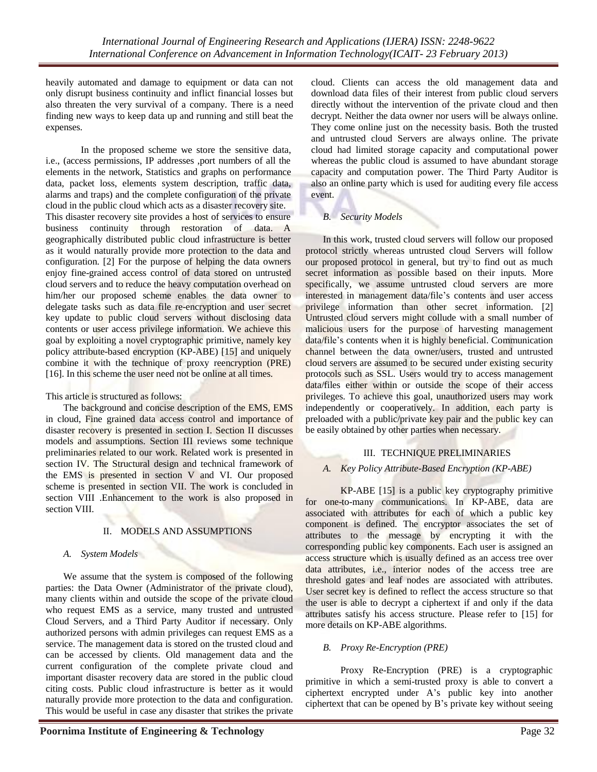heavily automated and damage to equipment or data can not only disrupt business continuity and inflict financial losses but also threaten the very survival of a company. There is a need finding new ways to keep data up and running and still beat the expenses.

In the proposed scheme we store the sensitive data, i.e., (access permissions, IP addresses ,port numbers of all the elements in the network, Statistics and graphs on performance data, packet loss, elements system description, traffic data, alarms and traps) and the complete configuration of the private cloud in the public cloud which acts as a disaster recovery site. This disaster recovery site provides a host of services to ensure business continuity through restoration of data. A geographically distributed public cloud infrastructure is better as it would naturally provide more protection to the data and configuration. [2] For the purpose of helping the data owners enjoy fine-grained access control of data stored on untrusted cloud servers and to reduce the heavy computation overhead on him/her our proposed scheme enables the data owner to delegate tasks such as data file re-encryption and user secret key update to public cloud servers without disclosing data contents or user access privilege information. We achieve this goal by exploiting a novel cryptographic primitive, namely key policy attribute-based encryption (KP-ABE) [15] and uniquely combine it with the technique of proxy reencryption (PRE) [16]. In this scheme the user need not be online at all times.

This article is structured as follows:

The background and concise description of the EMS, EMS in cloud, Fine grained data access control and importance of disaster recovery is presented in section I. Section II discusses models and assumptions. Section III reviews some technique preliminaries related to our work. Related work is presented in section IV. The Structural design and technical framework of the EMS is presented in section V and VI. Our proposed scheme is presented in section VII. The work is concluded in section VIII .Enhancement to the work is also proposed in section VIII.

## II. MODELS AND ASSUMPTIONS

### *A. System Models*

We assume that the system is composed of the following parties: the Data Owner (Administrator of the private cloud), many clients within and outside the scope of the private cloud who request EMS as a service, many trusted and untrusted Cloud Servers, and a Third Party Auditor if necessary. Only authorized persons with admin privileges can request EMS as a service. The management data is stored on the trusted cloud and can be accessed by clients. Old management data and the current configuration of the complete private cloud and important disaster recovery data are stored in the public cloud citing costs. Public cloud infrastructure is better as it would naturally provide more protection to the data and configuration. This would be useful in case any disaster that strikes the private cloud. Clients can access the old management data and download data files of their interest from public cloud servers directly without the intervention of the private cloud and then decrypt. Neither the data owner nor users will be always online. They come online just on the necessity basis. Both the trusted and untrusted cloud Servers are always online. The private cloud had limited storage capacity and computational power whereas the public cloud is assumed to have abundant storage capacity and computation power. The Third Party Auditor is also an online party which is used for auditing every file access event.

### *B. Security Models*

In this work, trusted cloud servers will follow our proposed protocol strictly whereas untrusted cloud Servers will follow our proposed protocol in general, but try to find out as much secret information as possible based on their inputs. More specifically, we assume untrusted cloud servers are more interested in management data/file's contents and user access privilege information than other secret information. [2] Untrusted cloud servers might collude with a small number of malicious users for the purpose of harvesting management data/file's contents when it is highly beneficial. Communication channel between the data owner/users, trusted and untrusted cloud servers are assumed to be secured under existing security protocols such as SSL. Users would try to access management data/files either within or outside the scope of their access privileges. To achieve this goal, unauthorized users may work independently or cooperatively. In addition, each party is preloaded with a public/private key pair and the public key can be easily obtained by other parties when necessary.

## III. TECHNIQUE PRELIMINARIES

### *A. Key Policy Attribute-Based Encryption (KP-ABE)*

KP-ABE [15] is a public key cryptography primitive for one-to-many communications. In KP-ABE, data are associated with attributes for each of which a public key component is defined. The encryptor associates the set of attributes to the message by encrypting it with the corresponding public key components. Each user is assigned an access structure which is usually defined as an access tree over data attributes, i.e., interior nodes of the access tree are threshold gates and leaf nodes are associated with attributes. User secret key is defined to reflect the access structure so that the user is able to decrypt a ciphertext if and only if the data attributes satisfy his access structure. Please refer to [15] for more details on KP-ABE algorithms.

### *B. Proxy Re-Encryption (PRE)*

Proxy Re-Encryption (PRE) is a cryptographic primitive in which a semi-trusted proxy is able to convert a ciphertext encrypted under A's public key into another ciphertext that can be opened by B's private key without seeing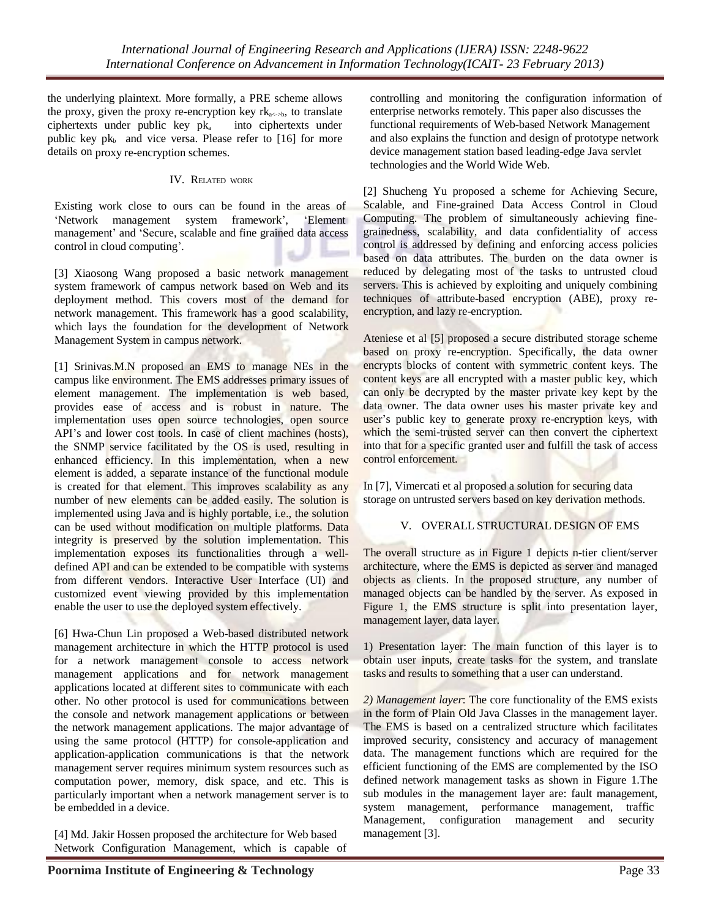the underlying plaintext. More formally, a PRE scheme allows the proxy, given the proxy re-encryption key $rk_{a<->b}$, to translate ciphertexts under public key $pk_a$ into ciphertexts under public key $pk_b$ and vice versa. Please refer to [16] for more details on proxy re-encryption schemes.

## IV. Related work

Existing work close to ours can be found in the areas of 'Network management system framework', 'Element management' and 'Secure, scalable and fine grained data access control in cloud computing'.

[3] Xiaosong Wang proposed a basic network management system framework of campus network based on Web and its deployment method. This covers most of the demand for network management. This framework has a good scalability, which lays the foundation for the development of Network Management System in campus network.

[1] Srinivas.M.N proposed an EMS to manage NEs in the campus like environment. The EMS addresses primary issues of element management. The implementation is web based, provides ease of access and is robust in nature. The implementation uses open source technologies, open source API's and lower cost tools. In case of client machines (hosts), the SNMP service facilitated by the OS is used, resulting in enhanced efficiency. In this implementation, when a new element is added, a separate instance of the functional module is created for that element. This improves scalability as any number of new elements can be added easily. The solution is implemented using Java and is highly portable, i.e., the solution can be used without modification on multiple platforms. Data integrity is preserved by the solution implementation. This implementation exposes its functionalities through a well-defined API and can be extended to be compatible with systems from different vendors. Interactive User Interface (UI) and customized event viewing provided by this implementation enable the user to use the deployed system effectively.

[6] Hwa-Chun Lin proposed a Web-based distributed network management architecture in which the HTTP protocol is used for a network management console to access network management applications and for network management applications located at different sites to communicate with each other. No other protocol is used for communications between the console and network management applications or between the network management applications. The major advantage of using the same protocol (HTTP) for console-application and application-application communications is that the network management server requires minimum system resources such as computation power, memory, disk space, and etc. This is particularly important when a network management server is to be embedded in a device.

[4] Md. Jakir Hossen proposed the architecture for Web based Network Configuration Management, which is capable of controlling and monitoring the configuration information of enterprise networks remotely. This paper also discusses the functional requirements of Web-based Network Management and also explains the function and design of prototype network device management station based leading-edge Java servlet technologies and the World Wide Web.

[2] Shucheng Yu proposed a scheme for Achieving Secure, Scalable, and Fine-grained Data Access Control in Cloud Computing. The problem of simultaneously achieving fine-grainedness, scalability, and data confidentiality of access control is addressed by defining and enforcing access policies based on data attributes. The burden on the data owner is reduced by delegating most of the tasks to untrusted cloud servers. This is achieved by exploiting and uniquely combining techniques of attribute-based encryption (ABE), proxy re-encryption, and lazy re-encryption.

Ateniese et al [5] proposed a secure distributed storage scheme based on proxy re-encryption. Specifically, the data owner encrypts blocks of content with symmetric content keys. The content keys are all encrypted with a master public key, which can only be decrypted by the master private key kept by the data owner. The data owner uses his master private key and user's public key to generate proxy re-encryption keys, with which the semi-trusted server can then convert the ciphertext into that for a specific granted user and fulfill the task of access control enforcement.

In [7], Vimercati et al proposed a solution for securing data storage on untrusted servers based on key derivation methods.

## V. OVERALL STRUCTURAL DESIGN OF EMS

The overall structure as in Figure 1 depicts n-tier client/server architecture, where the EMS is depicted as server and managed objects as clients. In the proposed structure, any number of managed objects can be handled by the server. As exposed in Figure 1, the EMS structure is split into presentation layer, management layer, data layer.

1) Presentation layer: The main function of this layer is to obtain user inputs, create tasks for the system, and translate tasks and results to something that a user can understand.

*2) Management layer*: The core functionality of the EMS exists in the form of Plain Old Java Classes in the management layer. The EMS is based on a centralized structure which facilitates improved security, consistency and accuracy of management data. The management functions which are required for the efficient functioning of the EMS are complemented by the ISO defined network management tasks as shown in Figure 1.The sub modules in the management layer are: fault management, system management, performance management, traffic Management, configuration management and security management [3].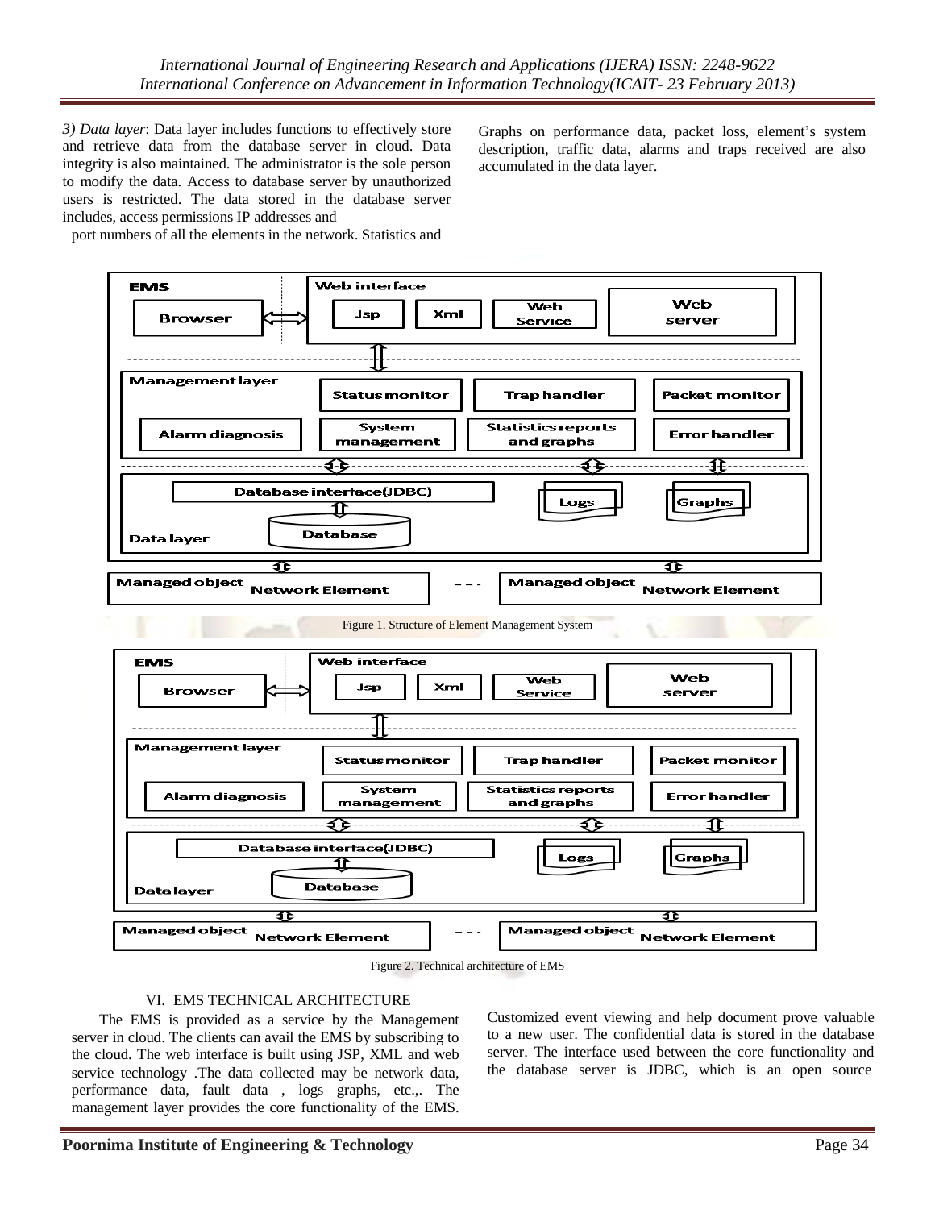*3) Data layer*: Data layer includes functions to effectively store and retrieve data from the database server in cloud. Data integrity is also maintained. The administrator is the sole person to modify the data. Access to database server by unauthorized users is restricted. The data stored in the database server includes, access permissions IP addresses and port numbers of all the elements in the network. Statistics and Graphs on performance data, packet loss, element's system description, traffic data, alarms and traps received are also accumulated in the data layer.

Figure 1. Structure of Element Management System

Figure 2. Technical architecture of EMS

## VI. EMS TECHNICAL ARCHITECTURE

The EMS is provided as a service by the Management server in cloud. The clients can avail the EMS by subscribing to the cloud. The web interface is built using JSP, XML and web service technology .The data collected may be network data, performance data, fault data , logs graphs, etc.,. The management layer provides the core functionality of the EMS. Customized event viewing and help document prove valuable to a new user. The confidential data is stored in the database server. The interface used between the core functionality and the database server is JDBC, which is an open source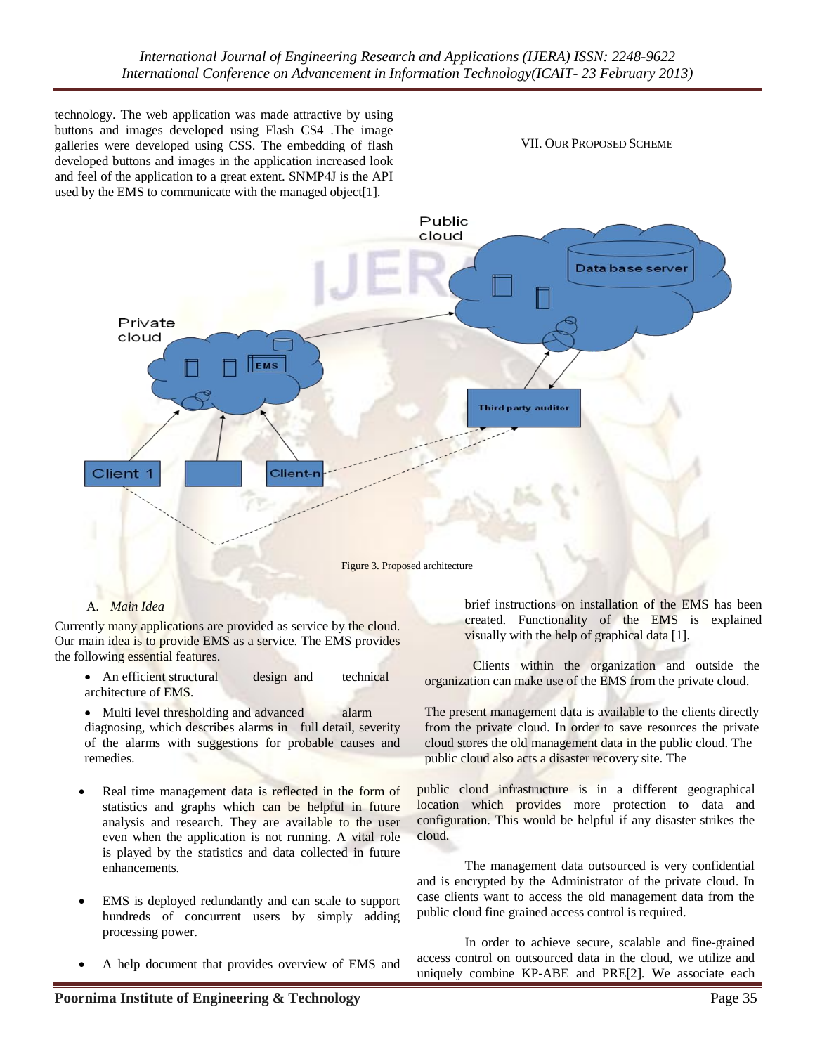technology. The web application was made attractive by using buttons and images developed using Flash CS4 .The image galleries were developed using CSS. The embedding of flash developed buttons and images in the application increased look and feel of the application to a great extent. SNMP4J is the API used by the EMS to communicate with the managed object[1].

## VII. Our Proposed Scheme

Figure 3. Proposed architecture

### A. *Main Idea*

Currently many applications are provided as service by the cloud. Our main idea is to provide EMS as a service. The EMS provides the following essential features.

- An efficient structural design and technical architecture of EMS.
- Multi level thresholding and advanced alarm diagnosing, which describes alarms in full detail, severity of the alarms with suggestions for probable causes and remedies.
- Real time management data is reflected in the form of statistics and graphs which can be helpful in future analysis and research. They are available to the user even when the application is not running. A vital role is played by the statistics and data collected in future enhancements.
- EMS is deployed redundantly and can scale to support hundreds of concurrent users by simply adding processing power.
- A help document that provides overview of EMS and brief instructions on installation of the EMS has been created. Functionality of the EMS is explained visually with the help of graphical data [1].

Clients within the organization and outside the organization can make use of the EMS from the private cloud.

The present management data is available to the clients directly from the private cloud. In order to save resources the private cloud stores the old management data in the public cloud. The public cloud also acts a disaster recovery site. The public cloud infrastructure is in a different geographical location which provides more protection to data and configuration. This would be helpful if any disaster strikes the cloud.

The management data outsourced is very confidential and is encrypted by the Administrator of the private cloud. In case clients want to access the old management data from the public cloud fine grained access control is required.

In order to achieve secure, scalable and fine-grained access control on outsourced data in the cloud, we utilize and uniquely combine KP-ABE and PRE[2]. We associate each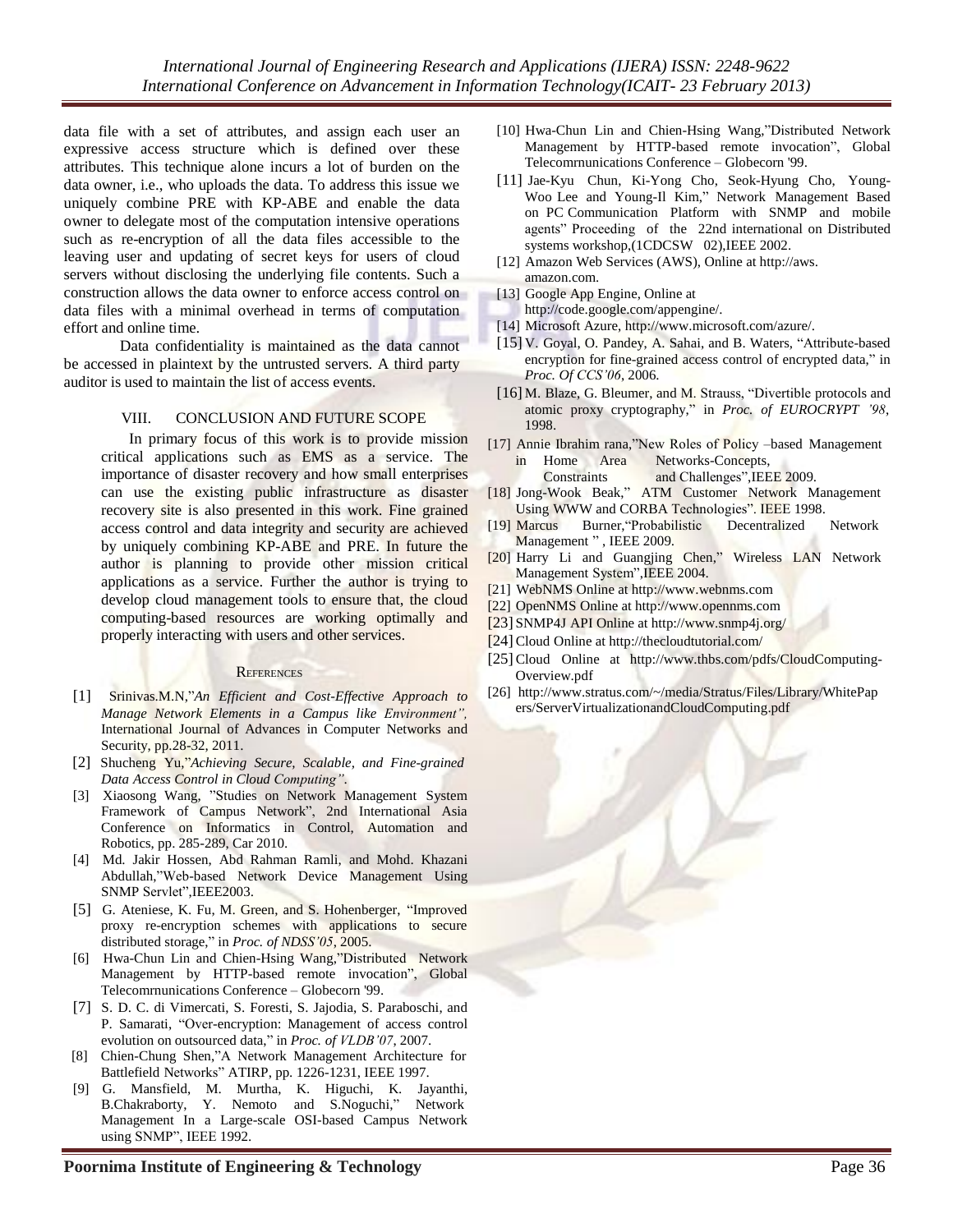data file with a set of attributes, and assign each user an expressive access structure which is defined over these attributes. This technique alone incurs a lot of burden on the data owner, i.e., who uploads the data. To address this issue we uniquely combine PRE with KP-ABE and enable the data owner to delegate most of the computation intensive operations such as re-encryption of all the data files accessible to the leaving user and updating of secret keys for users of cloud servers without disclosing the underlying file contents. Such a construction allows the data owner to enforce access control on data files with a minimal overhead in terms of computation effort and online time.

Data confidentiality is maintained as the data cannot be accessed in plaintext by the untrusted servers. A third party auditor is used to maintain the list of access events.

## VIII. CONCLUSION AND FUTURE SCOPE

In primary focus of this work is to provide mission critical applications such as EMS as a service. The importance of disaster recovery and how small enterprises can use the existing public infrastructure as disaster recovery site is also presented in this work. Fine grained access control and data integrity and security are achieved by uniquely combining KP-ABE and PRE. In future the author is planning to provide other mission critical applications as a service. Further the author is trying to develop cloud management tools to ensure that, the cloud computing-based resources are working optimally and properly interacting with users and other services.

## REFERENCES

[1] Srinivas.M.N,"*An Efficient and Cost-Effective Approach to Manage Network Elements in a Campus like Environment",* International Journal of Advances in Computer Networks and Security, pp.28-32, 2011.

[2] Shucheng Yu,"*Achieving Secure, Scalable, and Fine-grained Data Access Control in Cloud Computing"*.

[3] Xiaosong Wang, "Studies on Network Management System Framework of Campus Network", 2nd International Asia Conference on Informatics in Control, Automation and Robotics, pp. 285-289, Car 2010.

[4] Md. Jakir Hossen, Abd Rahman Ramli, and Mohd. Khazani Abdullah,"Web-based Network Device Management Using SNMP Servlet",IEEE2003.

[5] G. Ateniese, K. Fu, M. Green, and S. Hohenberger, "Improved proxy re-encryption schemes with applications to secure distributed storage," in *Proc. of NDSS'05*, 2005.

[6] Hwa-Chun Lin and Chien-Hsing Wang,"Distributed Network Management by HTTP-based remote invocation", Global Telecomrnunications Conference – Globecorn '99.

[7] S. D. C. di Vimercati, S. Foresti, S. Jajodia, S. Paraboschi, and P. Samarati, "Over-encryption: Management of access control evolution on outsourced data," in *Proc. of VLDB'07*, 2007.

[8] Chien-Chung Shen,"A Network Management Architecture for Battlefield Networks" ATIRP, pp. 1226-1231, IEEE 1997.

[9] G. Mansfield, M. Murtha, K. Higuchi, K. Jayanthi, B.Chakraborty, Y. Nemoto and S.Noguchi," Network Management In a Large-scale OSI-based Campus Network using SNMP", IEEE 1992.

[10] Hwa-Chun Lin and Chien-Hsing Wang,"Distributed Network Management by HTTP-based remote invocation", Global Telecomrnunications Conference – Globecorn '99.

[11] Jae-Kyu Chun, Ki-Yong Cho, Seok-Hyung Cho, Young-Woo Lee and Young-Il Kim," Network Management Based on PC Communication Platform with SNMP and mobile agents" Proceeding of the 22nd international on Distributed systems workshop,(1CDCSW 02),IEEE 2002.

[12] Amazon Web Services (AWS), Online at http://aws. amazon.com.

[13] Google App Engine, Online at http://code.google.com/appengine/.

[14] Microsoft Azure, http://www.microsoft.com/azure/.

[15] V. Goyal, O. Pandey, A. Sahai, and B. Waters, "Attribute-based encryption for fine-grained access control of encrypted data," in *Proc. Of CCS'06*, 2006.

[16] M. Blaze, G. Bleumer, and M. Strauss, "Divertible protocols and atomic proxy cryptography," in *Proc. of EUROCRYPT '98*, 1998.

[17] Annie Ibrahim rana,"New Roles of Policy –based Management in Home Area Networks-Concepts, Constraints and Challenges",IEEE 2009.

[18] Jong-Wook Beak," ATM Customer Network Management Using WWW and CORBA Technologies". IEEE 1998.

[19] Marcus Burner,"Probabilistic Decentralized Network Management " , IEEE 2009.

[20] Harry Li and Guangjing Chen," Wireless LAN Network Management System",IEEE 2004.

[21] WebNMS Online at http://www.webnms.com

[22] OpenNMS Online at http://www.opennms.com

[23] SNMP4J API Online at http://www.snmp4j.org/

[24] Cloud Online at http://thecloudtutorial.com/

[25] Cloud Online at http://www.thbs.com/pdfs/CloudComputing-Overview.pdf

[26] http://www.stratus.com/~/media/Stratus/Files/Library/WhitePapers/ServerVirtualizationandCloudComputing.pdf